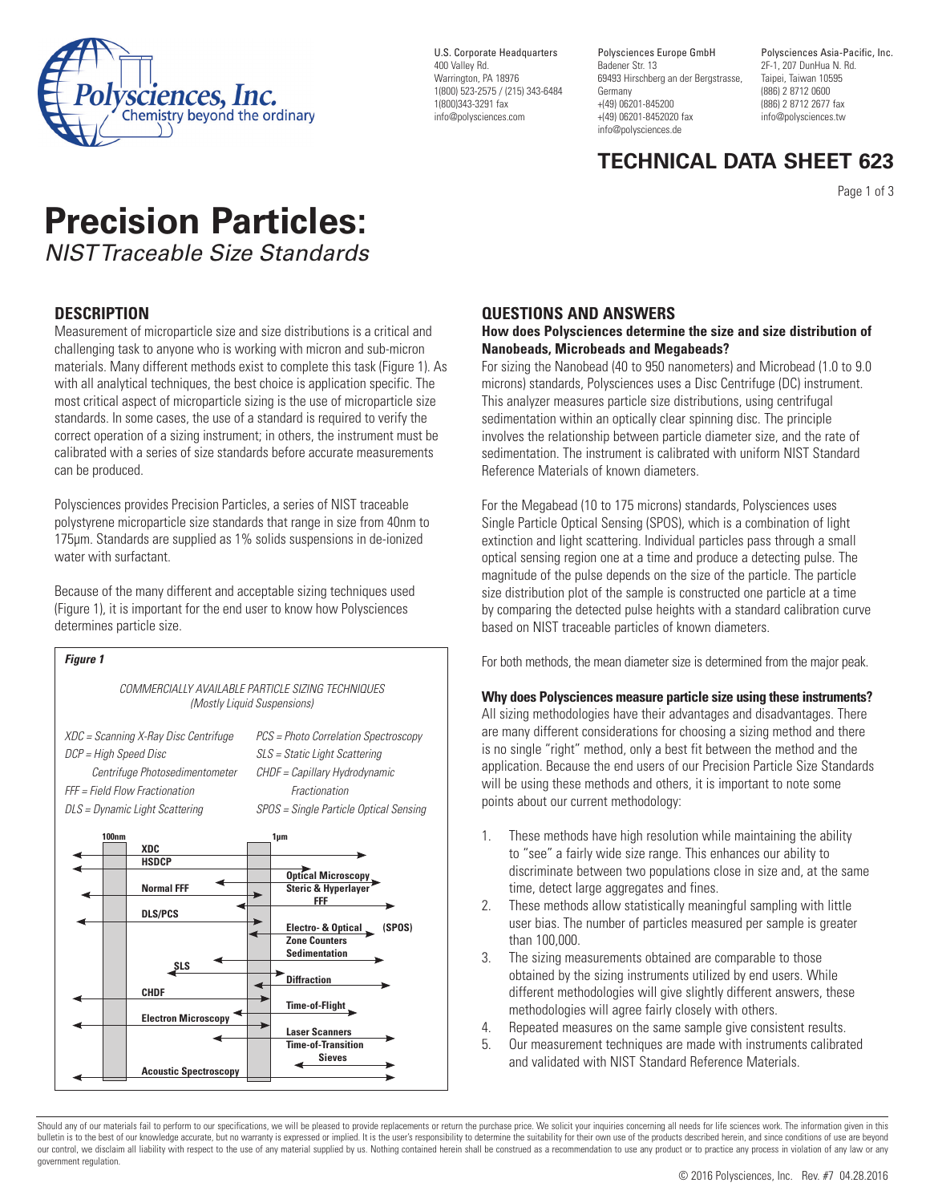U.S. Corporate Headquarters
400 Valley Rd.
Warrington, PA 18976
1(800) 523-2575 / (215) 343-6484
1(800)343-3291 fax
info@polysciences.com

Polysciences Europe GmbH
Badener Str. 13
69493 Hirschberg an der Bergstrasse, Germany
+(49) 06201-845200
+(49) 06201-8452020 fax
info@polysciences.de

Polysciences Asia-Pacific, Inc.
2F-1, 207 DunHua N. Rd.
Taipei, Taiwan 10595
(886) 2 8712 0600
(886) 2 8712 2677 fax
info@polysciences.tw

## TECHNICAL DATA SHEET 623

# Precision Particles:

*NIST Traceable Size Standards*

## DESCRIPTION

Measurement of microparticle size and size distributions is a critical and challenging task to anyone who is working with micron and sub-micron materials. Many different methods exist to complete this task (Figure 1). As with all analytical techniques, the best choice is application specific. The most critical aspect of microparticle sizing is the use of microparticle size standards. In some cases, the use of a standard is required to verify the correct operation of a sizing instrument; in others, the instrument must be calibrated with a series of size standards before accurate measurements can be produced.

Polysciences provides Precision Particles, a series of NIST traceable polystyrene microparticle size standards that range in size from 40nm to 175µm. Standards are supplied as 1% solids suspensions in de-ionized water with surfactant.

Because of the many different and acceptable sizing techniques used (Figure 1), it is important for the end user to know how Polysciences determines particle size.

***Figure 1***

*COMMERCIALLY AVAILABLE PARTICLE SIZING TECHNIQUES (Mostly Liquid Suspensions)*

*XDC = Scanning X-Ray Disc Centrifuge*
*DCP = High Speed Disc Centrifuge Photosedimentometer*
*FFF = Field Flow Fractionation*
*DLS = Dynamic Light Scattering*
*PCS = Photo Correlation Spectroscopy*
*SLS = Static Light Scattering*
*CHDF = Capillary Hydrodynamic Fractionation*
*SPOS = Single Particle Optical Sensing*

100nm | 1µm

**XDC**
**HSDCP**
**Optical Microscopy**
**Normal FFF**
**Steric & Hyperlayer FFF**
**DLS/PCS**
**Electro- & Optical Zone Counters (SPOS)**
**Sedimentation**
**SLS**
**Diffraction**
**CHDF**
**Time-of-Flight**
**Electron Microscopy**
**Laser Scanners**
**Time-of-Transition**
**Sieves**
**Acoustic Spectroscopy**

## QUESTIONS AND ANSWERS

**How does Polysciences determine the size and size distribution of Nanobeads, Microbeads and Megabeads?**

For sizing the Nanobead (40 to 950 nanometers) and Microbead (1.0 to 9.0 microns) standards, Polysciences uses a Disc Centrifuge (DC) instrument. This analyzer measures particle size distributions, using centrifugal sedimentation within an optically clear spinning disc. The principle involves the relationship between particle diameter size, and the rate of sedimentation. The instrument is calibrated with uniform NIST Standard Reference Materials of known diameters.

For the Megabead (10 to 175 microns) standards, Polysciences uses Single Particle Optical Sensing (SPOS), which is a combination of light extinction and light scattering. Individual particles pass through a small optical sensing region one at a time and produce a detecting pulse. The magnitude of the pulse depends on the size of the particle. The particle size distribution plot of the sample is constructed one particle at a time by comparing the detected pulse heights with a standard calibration curve based on NIST traceable particles of known diameters.

For both methods, the mean diameter size is determined from the major peak.

**Why does Polysciences measure particle size using these instruments?**

All sizing methodologies have their advantages and disadvantages. There are many different considerations for choosing a sizing method and there is no single "right" method, only a best fit between the method and the application. Because the end users of our Precision Particle Size Standards will be using these methods and others, it is important to note some points about our current methodology:

1. These methods have high resolution while maintaining the ability to "see" a fairly wide size range. This enhances our ability to discriminate between two populations close in size and, at the same time, detect large aggregates and fines.
2. These methods allow statistically meaningful sampling with little user bias. The number of particles measured per sample is greater than 100,000.
3. The sizing measurements obtained are comparable to those obtained by the sizing instruments utilized by end users. While different methodologies will give slightly different answers, these methodologies will agree fairly closely with others.
4. Repeated measures on the same sample give consistent results.
5. Our measurement techniques are made with instruments calibrated and validated with NIST Standard Reference Materials.

Should any of our materials fail to perform to our specifications, we will be pleased to provide replacements or return the purchase price. We solicit your inquiries concerning all needs for life sciences work. The information given in this bulletin is to the best of our knowledge accurate, but no warranty is expressed or implied. It is the user's responsibility to determine the suitability for their own use of the products described herein, and since conditions of use are beyond our control, we disclaim all liability with respect to the use of any material supplied by us. Nothing contained herein shall be construed as a recommendation to use any product or to practice any process in violation of any law or any government regulation.

© 2016 Polysciences, Inc. Rev. #7 04.28.2016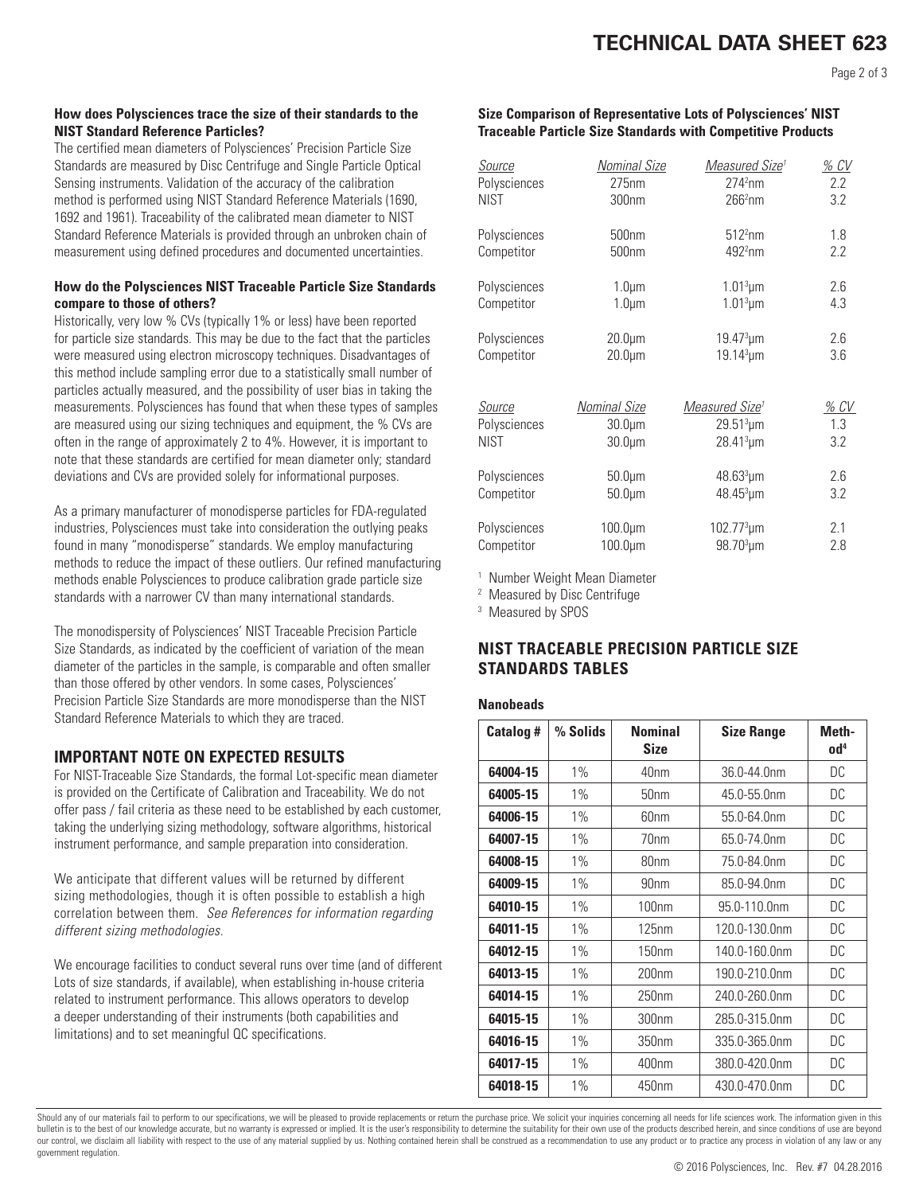**How does Polysciences trace the size of their standards to the NIST Standard Reference Particles?**

The certified mean diameters of Polysciences' Precision Particle Size Standards are measured by Disc Centrifuge and Single Particle Optical Sensing instruments. Validation of the accuracy of the calibration method is performed using NIST Standard Reference Materials (1690, 1692 and 1961). Traceability of the calibrated mean diameter to NIST Standard Reference Materials is provided through an unbroken chain of measurement using defined procedures and documented uncertainties.

**How do the Polysciences NIST Traceable Particle Size Standards compare to those of others?**

Historically, very low % CVs (typically 1% or less) have been reported for particle size standards. This may be due to the fact that the particles were measured using electron microscopy techniques. Disadvantages of this method include sampling error due to a statistically small number of particles actually measured, and the possibility of user bias in taking the measurements. Polysciences has found that when these types of samples are measured using our sizing techniques and equipment, the % CVs are often in the range of approximately 2 to 4%. However, it is important to note that these standards are certified for mean diameter only; standard deviations and CVs are provided solely for informational purposes.

As a primary manufacturer of monodisperse particles for FDA-regulated industries, Polysciences must take into consideration the outlying peaks found in many "monodisperse" standards. We employ manufacturing methods to reduce the impact of these outliers. Our refined manufacturing methods enable Polysciences to produce calibration grade particle size standards with a narrower CV than many international standards.

The monodispersity of Polysciences' NIST Traceable Precision Particle Size Standards, as indicated by the coefficient of variation of the mean diameter of the particles in the sample, is comparable and often smaller than those offered by other vendors. In some cases, Polysciences' Precision Particle Size Standards are more monodisperse than the NIST Standard Reference Materials to which they are traced.

## IMPORTANT NOTE ON EXPECTED RESULTS

For NIST-Traceable Size Standards, the formal Lot-specific mean diameter is provided on the Certificate of Calibration and Traceability. We do not offer pass / fail criteria as these need to be established by each customer, taking the underlying sizing methodology, software algorithms, historical instrument performance, and sample preparation into consideration.

We anticipate that different values will be returned by different sizing methodologies, though it is often possible to establish a high correlation between them. *See References for information regarding different sizing methodologies.*

We encourage facilities to conduct several runs over time (and of different Lots of size standards, if available), when establishing in-house criteria related to instrument performance. This allows operators to develop a deeper understanding of their instruments (both capabilities and limitations) and to set meaningful QC specifications.

**Size Comparison of Representative Lots of Polysciences' NIST Traceable Particle Size Standards with Competitive Products**

| Source | Nominal Size | Measured Size[1] | % CV |
|---|---|---|---|
| Polysciences | 275nm | 274[2]nm | 2.2 |
| NIST | 300nm | 266[2]nm | 3.2 |
| Polysciences | 500nm | 512[2]nm | 1.8 |
| Competitor | 500nm | 492[2]nm | 2.2 |
| Polysciences | 1.0µm | 1.01[3]µm | 2.6 |
| Competitor | 1.0µm | 1.01[3]µm | 4.3 |
| Polysciences | 20.0µm | 19.47[3]µm | 2.6 |
| Competitor | 20.0µm | 19.14[3]µm | 3.6 |

| Source | Nominal Size | Measured Size[1] | % CV |
|---|---|---|---|
| Polysciences | 30.0µm | 29.51[3]µm | 1.3 |
| NIST | 30.0µm | 28.41[3]µm | 3.2 |
| Polysciences | 50.0µm | 48.63[3]µm | 2.6 |
| Competitor | 50.0µm | 48.45[3]µm | 3.2 |
| Polysciences | 100.0µm | 102.77[3]µm | 2.1 |
| Competitor | 100.0µm | 98.70[3]µm | 2.8 |

[1] Number Weight Mean Diameter

[2] Measured by Disc Centrifuge

[3] Measured by SPOS

## NIST TRACEABLE PRECISION PARTICLE SIZE STANDARDS TABLES

**Nanobeads**

| Catalog # | % Solids | Nominal Size | Size Range | Method[4] |
|---|---|---|---|---|
| **64004-15** | 1% | 40nm | 36.0-44.0nm | DC |
| **64005-15** | 1% | 50nm | 45.0-55.0nm | DC |
| **64006-15** | 1% | 60nm | 55.0-64.0nm | DC |
| **64007-15** | 1% | 70nm | 65.0-74.0nm | DC |
| **64008-15** | 1% | 80nm | 75.0-84.0nm | DC |
| **64009-15** | 1% | 90nm | 85.0-94.0nm | DC |
| **64010-15** | 1% | 100nm | 95.0-110.0nm | DC |
| **64011-15** | 1% | 125nm | 120.0-130.0nm | DC |
| **64012-15** | 1% | 150nm | 140.0-160.0nm | DC |
| **64013-15** | 1% | 200nm | 190.0-210.0nm | DC |
| **64014-15** | 1% | 250nm | 240.0-260.0nm | DC |
| **64015-15** | 1% | 300nm | 285.0-315.0nm | DC |
| **64016-15** | 1% | 350nm | 335.0-365.0nm | DC |
| **64017-15** | 1% | 400nm | 380.0-420.0nm | DC |
| **64018-15** | 1% | 450nm | 430.0-470.0nm | DC |

Should any of our materials fail to perform to our specifications, we will be pleased to provide replacements or return the purchase price. We solicit your inquiries concerning all needs for life sciences work. The information given in this bulletin is to the best of our knowledge accurate, but no warranty is expressed or implied. It is the user's responsibility to determine the suitability for their own use of the products described herein, and since conditions of use are beyond our control, we disclaim all liability with respect to the use of any material supplied by us. Nothing contained herein shall be construed as a recommendation to use any product or to practice any process in violation of any law or any government regulation.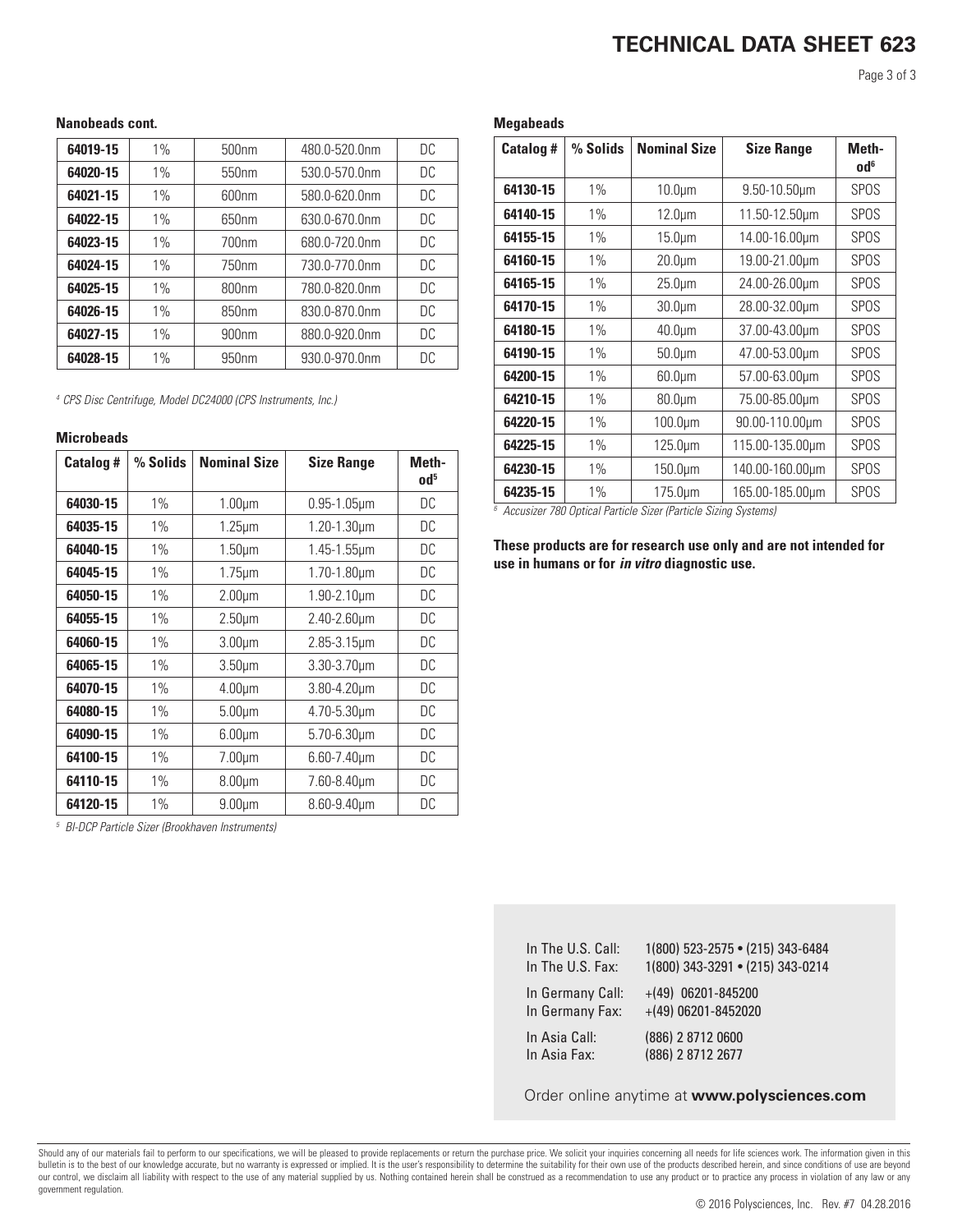**Nanobeads cont.**

| | | | | |
|---|---|---|---|---|
| **64019-15** | 1% | 500nm | 480.0-520.0nm | DC |
| **64020-15** | 1% | 550nm | 530.0-570.0nm | DC |
| **64021-15** | 1% | 600nm | 580.0-620.0nm | DC |
| **64022-15** | 1% | 650nm | 630.0-670.0nm | DC |
| **64023-15** | 1% | 700nm | 680.0-720.0nm | DC |
| **64024-15** | 1% | 750nm | 730.0-770.0nm | DC |
| **64025-15** | 1% | 800nm | 780.0-820.0nm | DC |
| **64026-15** | 1% | 850nm | 830.0-870.0nm | DC |
| **64027-15** | 1% | 900nm | 880.0-920.0nm | DC |
| **64028-15** | 1% | 950nm | 930.0-970.0nm | DC |

[4] *CPS Disc Centrifuge, Model DC24000 (CPS Instruments, Inc.)*

**Microbeads**

| Catalog # | % Solids | Nominal Size | Size Range | Method[5] |
|---|---|---|---|---|
| **64030-15** | 1% | 1.00µm | 0.95-1.05µm | DC |
| **64035-15** | 1% | 1.25µm | 1.20-1.30µm | DC |
| **64040-15** | 1% | 1.50µm | 1.45-1.55µm | DC |
| **64045-15** | 1% | 1.75µm | 1.70-1.80µm | DC |
| **64050-15** | 1% | 2.00µm | 1.90-2.10µm | DC |
| **64055-15** | 1% | 2.50µm | 2.40-2.60µm | DC |
| **64060-15** | 1% | 3.00µm | 2.85-3.15µm | DC |
| **64065-15** | 1% | 3.50µm | 3.30-3.70µm | DC |
| **64070-15** | 1% | 4.00µm | 3.80-4.20µm | DC |
| **64080-15** | 1% | 5.00µm | 4.70-5.30µm | DC |
| **64090-15** | 1% | 6.00µm | 5.70-6.30µm | DC |
| **64100-15** | 1% | 7.00µm | 6.60-7.40µm | DC |
| **64110-15** | 1% | 8.00µm | 7.60-8.40µm | DC |
| **64120-15** | 1% | 9.00µm | 8.60-9.40µm | DC |

[5] *BI-DCP Particle Sizer (Brookhaven Instruments)*

**Megabeads**

| Catalog # | % Solids | Nominal Size | Size Range | Method[6] |
|---|---|---|---|---|
| **64130-15** | 1% | 10.0µm | 9.50-10.50µm | SPOS |
| **64140-15** | 1% | 12.0µm | 11.50-12.50µm | SPOS |
| **64155-15** | 1% | 15.0µm | 14.00-16.00µm | SPOS |
| **64160-15** | 1% | 20.0µm | 19.00-21.00µm | SPOS |
| **64165-15** | 1% | 25.0µm | 24.00-26.00µm | SPOS |
| **64170-15** | 1% | 30.0µm | 28.00-32.00µm | SPOS |
| **64180-15** | 1% | 40.0µm | 37.00-43.00µm | SPOS |
| **64190-15** | 1% | 50.0µm | 47.00-53.00µm | SPOS |
| **64200-15** | 1% | 60.0µm | 57.00-63.00µm | SPOS |
| **64210-15** | 1% | 80.0µm | 75.00-85.00µm | SPOS |
| **64220-15** | 1% | 100.0µm | 90.00-110.00µm | SPOS |
| **64225-15** | 1% | 125.0µm | 115.00-135.00µm | SPOS |
| **64230-15** | 1% | 150.0µm | 140.00-160.00µm | SPOS |
| **64235-15** | 1% | 175.0µm | 165.00-185.00µm | SPOS |

[6] *Accusizer 780 Optical Particle Sizer (Particle Sizing Systems)*

**These products are for research use only and are not intended for use in humans or for *in vitro* diagnostic use.**

In The U.S. Call: 1(800) 523-2575 • (215) 343-6484
In The U.S. Fax: 1(800) 343-3291 • (215) 343-0214

In Germany Call: +(49) 06201-845200
In Germany Fax: +(49) 06201-8452020

In Asia Call: (886) 2 8712 0600
In Asia Fax: (886) 2 8712 2677

Order online anytime at **www.polysciences.com**

Should any of our materials fail to perform to our specifications, we will be pleased to provide replacements or return the purchase price. We solicit your inquiries concerning all needs for life sciences work. The information given in this bulletin is to the best of our knowledge accurate, but no warranty is expressed or implied. It is the user's responsibility to determine the suitability for their own use of the products described herein, and since conditions of use are beyond our control, we disclaim all liability with respect to the use of any material supplied by us. Nothing contained herein shall be construed as a recommendation to use any product or to practice any process in violation of any law or any government regulation.

© 2016 Polysciences, Inc. Rev. #7 04.28.2016